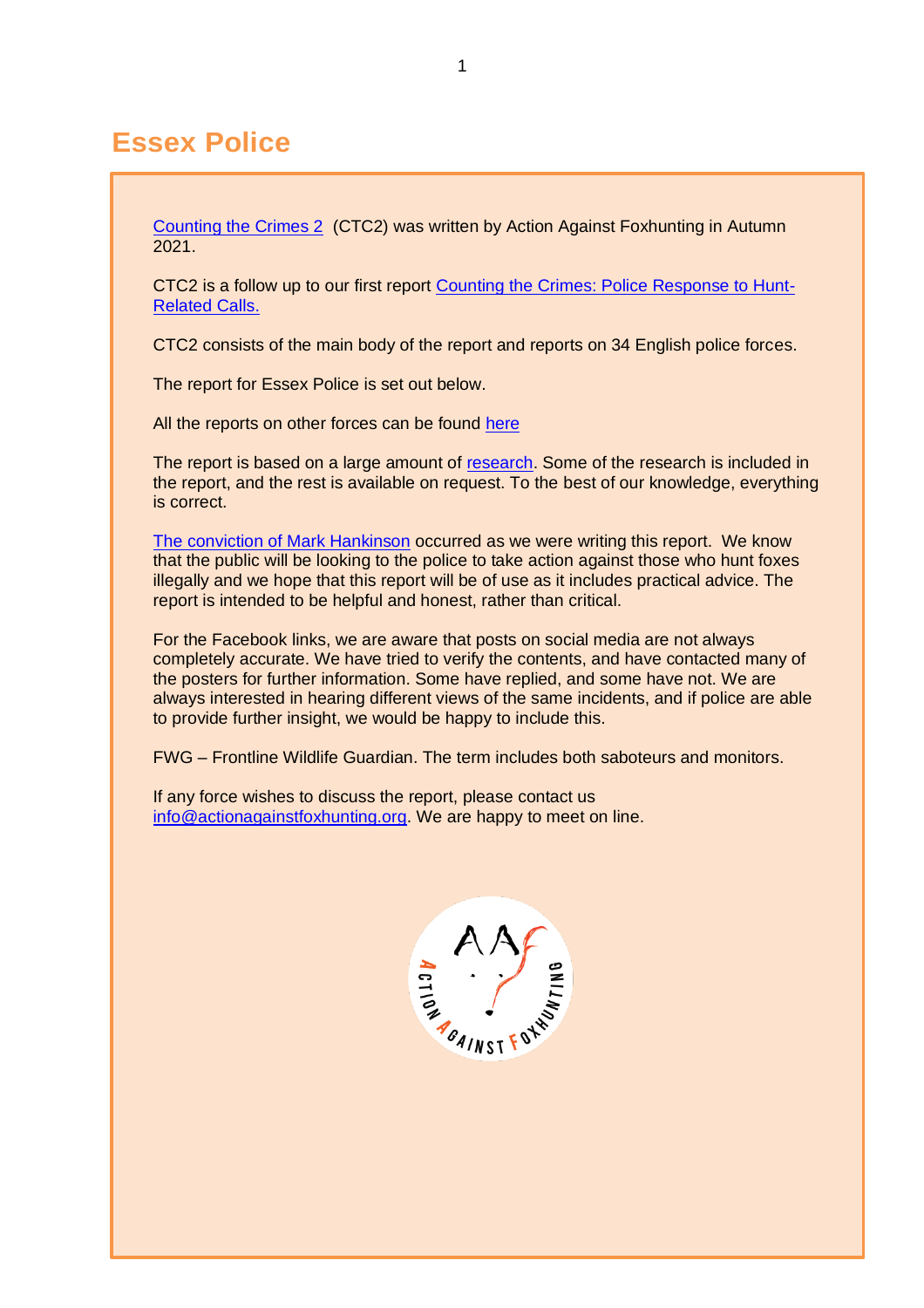# Essex Police

Counting the Crimes 2 (CTC2) was written by Action Against Foxhunting in Autumn 2021.

CTC2 is a follow up to our first report Counting the Crimes: Police Response to Hunt-Related Calls.

CTC2 consists of the main body of the report and reports on 34 English police forces.

The report for Essex Police is set out below.

All the reports on other forces can be found here

The report is based on a large amount of research. Some of the research is included in the report, and the rest is available on request. To the best of our knowledge, everything is correct.

The conviction of Mark Hankinson occurred as we were writing this report. We know that the public will be looking to the police to take action against those who hunt foxes illegally and we hope that this report will be of use as it includes practical advice. The report is intended to be helpful and honest, rather than critical.

For the Facebook links, we are aware that posts on social media are not always completely accurate. We have tried to verify the contents, and have contacted many of the posters for further information. Some have replied, and some have not. We are always interested in hearing different views of the same incidents, and if police are able to provide further insight, we would be happy to include this.

FWG – Frontline Wildlife Guardian. The term includes both saboteurs and monitors.

If any force wishes to discuss the report, please contact us info@actionagainstfoxhunting.org. We are happy to meet on line.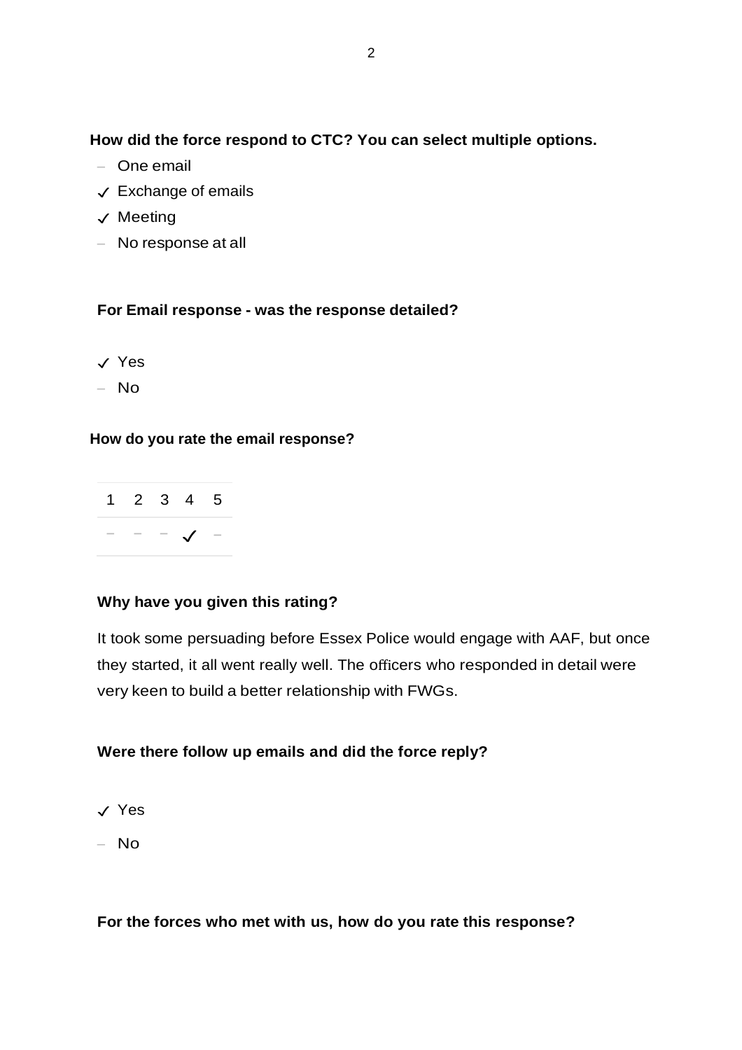**How did the force respond to CTC? You can select multiple options.**

- – One email
- ✓ Exchange of emails
- ✓ Meeting
- – No response at all

**For Email response - was the response detailed?**

- ✓ Yes
- – No

**How do you rate the email response?**

| 1 | 2 | 3 | 4 | 5 |
|---|---|---|---|---|
| – | – | – | ✓ | – |

**Why have you given this rating?**

It took some persuading before Essex Police would engage with AAF, but once they started, it all went really well. The officers who responded in detail were very keen to build a better relationship with FWGs.

**Were there follow up emails and did the force reply?**

- ✓ Yes
- – No

**For the forces who met with us, how do you rate this response?**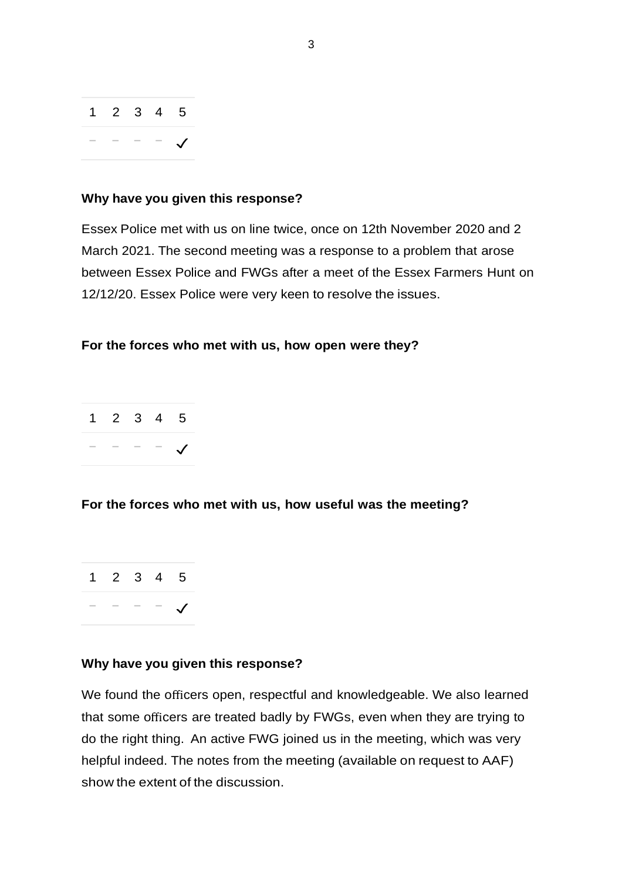| 1 | 2 | 3 | 4 | 5 |
| --- | --- | --- | --- | --- |
| – | – | – | – | ✓ |

**Why have you given this response?**

Essex Police met with us on line twice, once on 12th November 2020 and 2 March 2021. The second meeting was a response to a problem that arose between Essex Police and FWGs after a meet of the Essex Farmers Hunt on 12/12/20. Essex Police were very keen to resolve the issues.

**For the forces who met with us, how open were they?**

| 1 | 2 | 3 | 4 | 5 |
| --- | --- | --- | --- | --- |
| – | – | – | – | ✓ |

**For the forces who met with us, how useful was the meeting?**

| 1 | 2 | 3 | 4 | 5 |
| --- | --- | --- | --- | --- |
| – | – | – | – | ✓ |

**Why have you given this response?**

We found the officers open, respectful and knowledgeable. We also learned that some officers are treated badly by FWGs, even when they are trying to do the right thing. An active FWG joined us in the meeting, which was very helpful indeed. The notes from the meeting (available on request to AAF) show the extent of the discussion.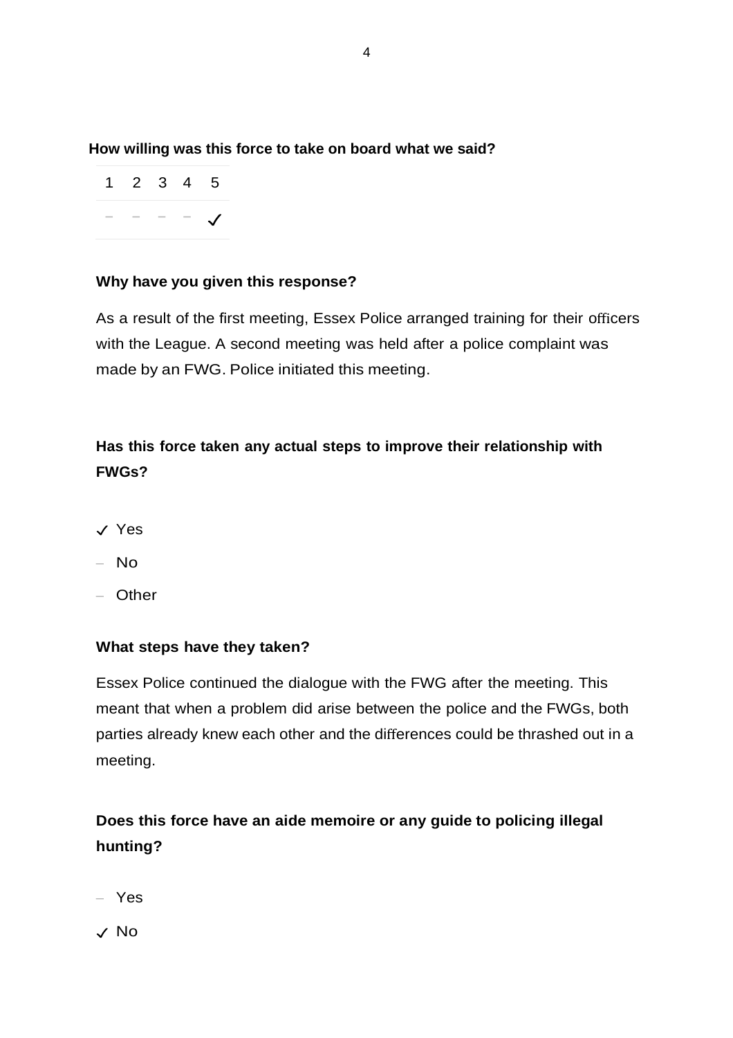**How willing was this force to take on board what we said?**

| 1 | 2 | 3 | 4 | 5 |
|---|---|---|---|---|
| – | – | – | – | ✓ |

**Why have you given this response?**

As a result of the first meeting, Essex Police arranged training for their officers with the League. A second meeting was held after a police complaint was made by an FWG. Police initiated this meeting.

**Has this force taken any actual steps to improve their relationship with FWGs?**

- ✓ Yes
- – No
- – Other

**What steps have they taken?**

Essex Police continued the dialogue with the FWG after the meeting. This meant that when a problem did arise between the police and the FWGs, both parties already knew each other and the differences could be thrashed out in a meeting.

**Does this force have an aide memoire or any guide to policing illegal hunting?**

- – Yes
- ✓ No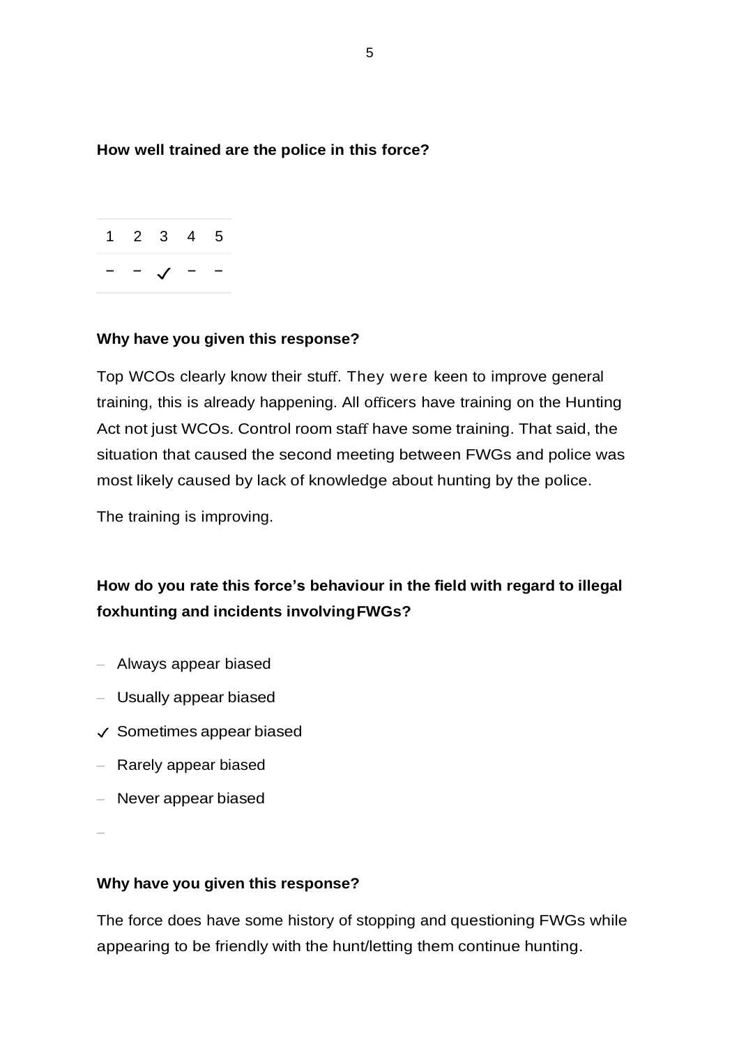**How well trained are the police in this force?**

| 1 | 2 | 3 | 4 | 5 |
|---|---|---|---|---|
| – | – | ✓ | – | – |

**Why have you given this response?**

Top WCOs clearly know their stuff. They were keen to improve general training, this is already happening. All officers have training on the Hunting Act not just WCOs. Control room staff have some training. That said, the situation that caused the second meeting between FWGs and police was most likely caused by lack of knowledge about hunting by the police.

The training is improving.

**How do you rate this force's behaviour in the field with regard to illegal foxhunting and incidents involving FWGs?**

– Always appear biased

– Usually appear biased

✓ Sometimes appear biased

– Rarely appear biased

– Never appear biased

–

**Why have you given this response?**

The force does have some history of stopping and questioning FWGs while appearing to be friendly with the hunt/letting them continue hunting.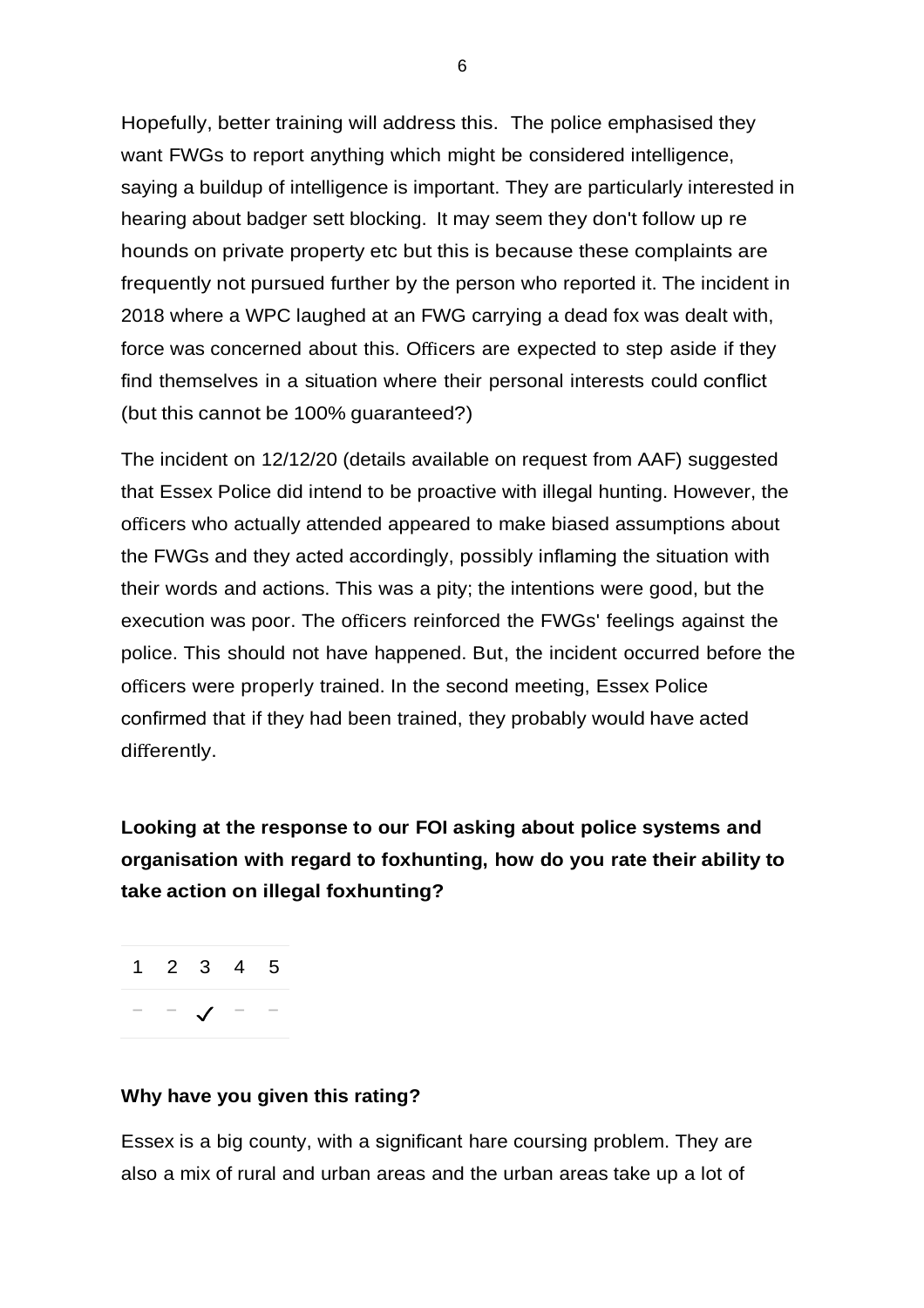Hopefully, better training will address this. The police emphasised they want FWGs to report anything which might be considered intelligence, saying a buildup of intelligence is important. They are particularly interested in hearing about badger sett blocking. It may seem they don't follow up re hounds on private property etc but this is because these complaints are frequently not pursued further by the person who reported it. The incident in 2018 where a WPC laughed at an FWG carrying a dead fox was dealt with, force was concerned about this. Officers are expected to step aside if they find themselves in a situation where their personal interests could conflict (but this cannot be 100% guaranteed?)

The incident on 12/12/20 (details available on request from AAF) suggested that Essex Police did intend to be proactive with illegal hunting. However, the officers who actually attended appeared to make biased assumptions about the FWGs and they acted accordingly, possibly inflaming the situation with their words and actions. This was a pity; the intentions were good, but the execution was poor. The officers reinforced the FWGs' feelings against the police. This should not have happened. But, the incident occurred before the officers were properly trained. In the second meeting, Essex Police confirmed that if they had been trained, they probably would have acted differently.

**Looking at the response to our FOI asking about police systems and organisation with regard to foxhunting, how do you rate their ability to take action on illegal foxhunting?**

| 1 | 2 | 3 | 4 | 5 |
|---|---|---|---|---|
| – | – | ✓ | – | – |

**Why have you given this rating?**

Essex is a big county, with a significant hare coursing problem. They are also a mix of rural and urban areas and the urban areas take up a lot of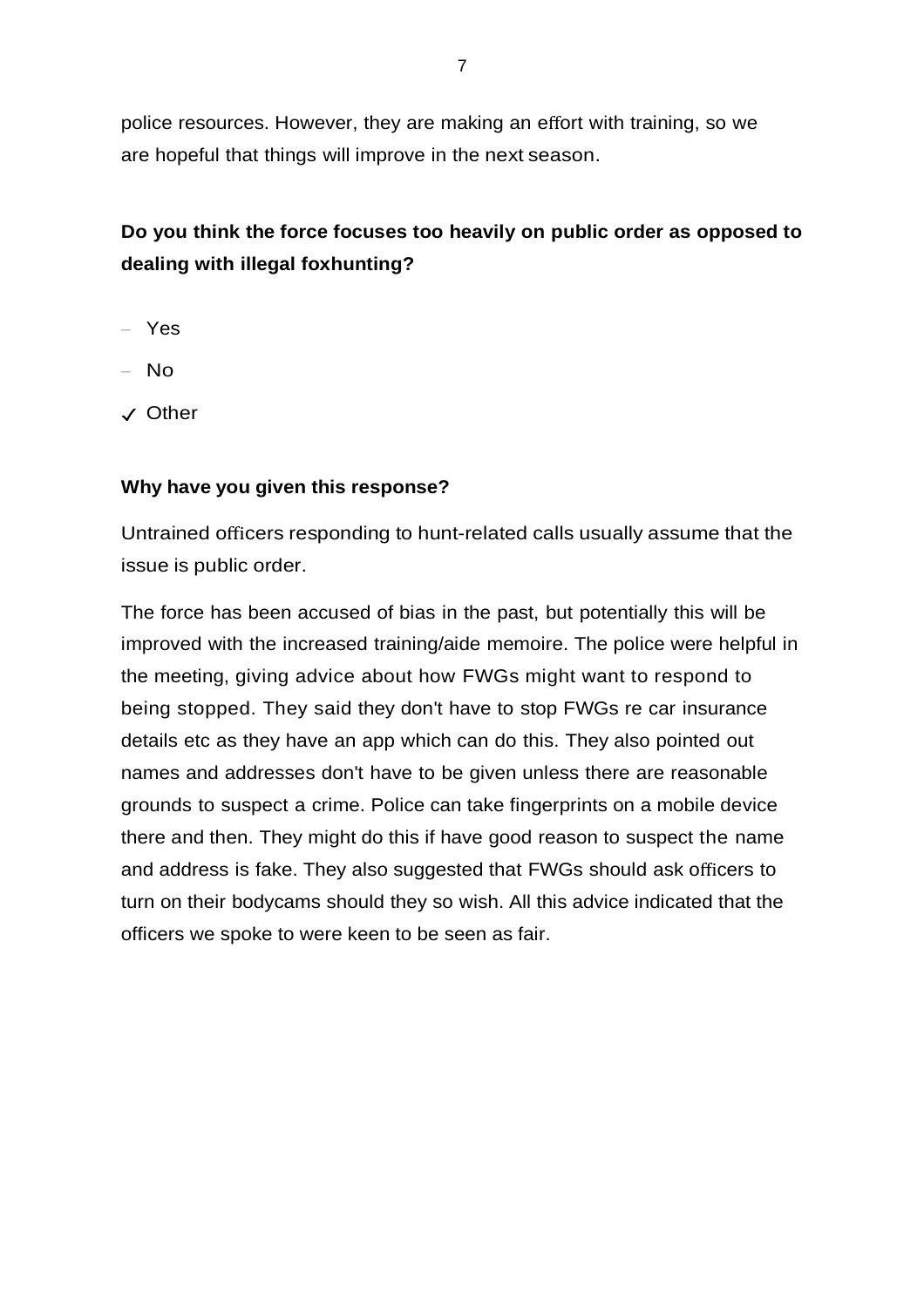police resources. However, they are making an effort with training, so we are hopeful that things will improve in the next season.

**Do you think the force focuses too heavily on public order as opposed to dealing with illegal foxhunting?**

- Yes
- No
- ✓ Other

**Why have you given this response?**

Untrained officers responding to hunt-related calls usually assume that the issue is public order.

The force has been accused of bias in the past, but potentially this will be improved with the increased training/aide memoire. The police were helpful in the meeting, giving advice about how FWGs might want to respond to being stopped. They said they don't have to stop FWGs re car insurance details etc as they have an app which can do this. They also pointed out names and addresses don't have to be given unless there are reasonable grounds to suspect a crime. Police can take fingerprints on a mobile device there and then. They might do this if have good reason to suspect the name and address is fake. They also suggested that FWGs should ask officers to turn on their bodycams should they so wish. All this advice indicated that the officers we spoke to were keen to be seen as fair.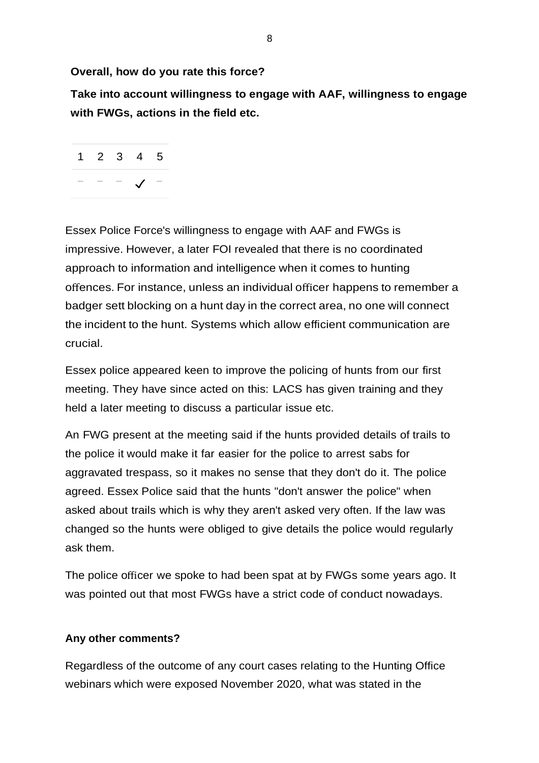**Overall, how do you rate this force?**

**Take into account willingness to engage with AAF, willingness to engage with FWGs, actions in the field etc.**

| 1 | 2 | 3 | 4 | 5 |
|---|---|---|---|---|
| – | – | – | ✓ | – |

Essex Police Force's willingness to engage with AAF and FWGs is impressive. However, a later FOI revealed that there is no coordinated approach to information and intelligence when it comes to hunting offences. For instance, unless an individual officer happens to remember a badger sett blocking on a hunt day in the correct area, no one will connect the incident to the hunt. Systems which allow efficient communication are crucial.

Essex police appeared keen to improve the policing of hunts from our first meeting. They have since acted on this: LACS has given training and they held a later meeting to discuss a particular issue etc.

An FWG present at the meeting said if the hunts provided details of trails to the police it would make it far easier for the police to arrest sabs for aggravated trespass, so it makes no sense that they don't do it. The police agreed. Essex Police said that the hunts "don't answer the police" when asked about trails which is why they aren't asked very often. If the law was changed so the hunts were obliged to give details the police would regularly ask them.

The police officer we spoke to had been spat at by FWGs some years ago. It was pointed out that most FWGs have a strict code of conduct nowadays.

**Any other comments?**

Regardless of the outcome of any court cases relating to the Hunting Office webinars which were exposed November 2020, what was stated in the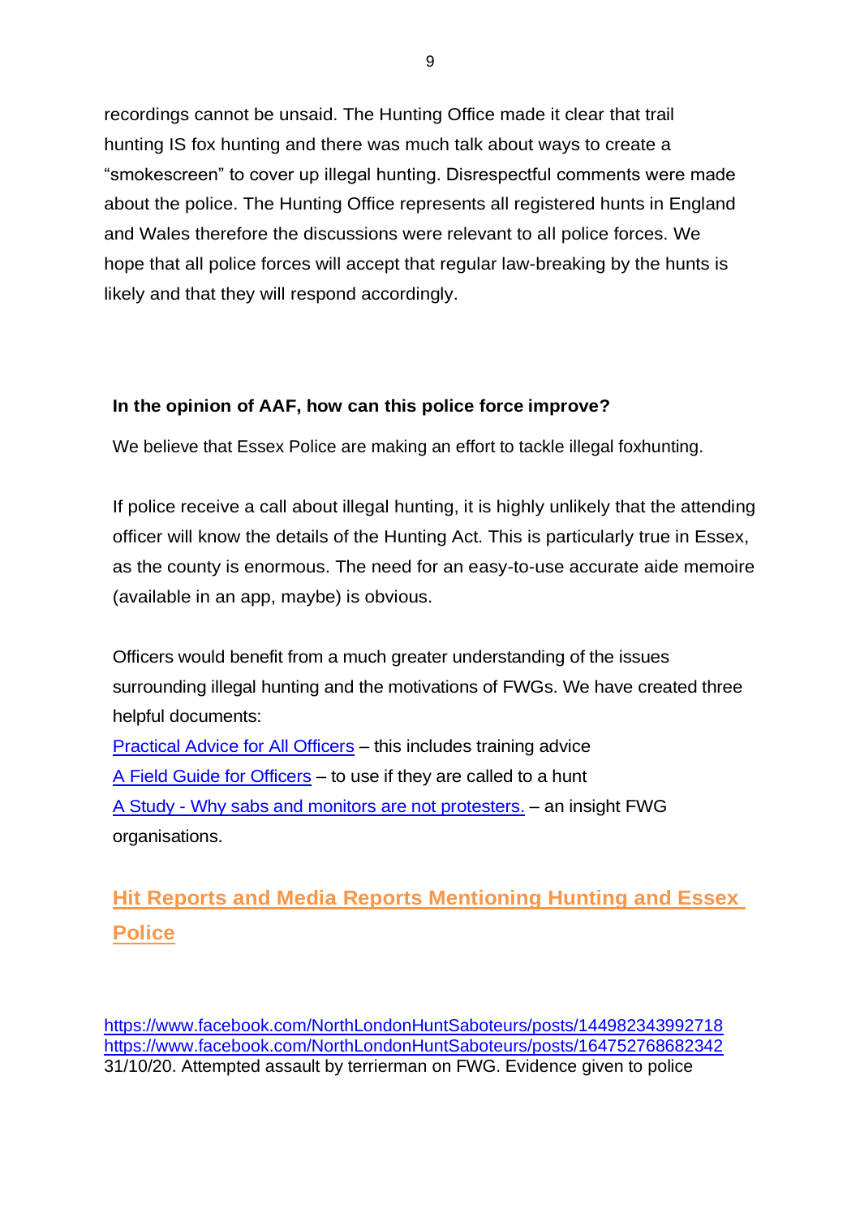recordings cannot be unsaid. The Hunting Office made it clear that trail hunting IS fox hunting and there was much talk about ways to create a "smokescreen" to cover up illegal hunting. Disrespectful comments were made about the police. The Hunting Office represents all registered hunts in England and Wales therefore the discussions were relevant to all police forces. We hope that all police forces will accept that regular law-breaking by the hunts is likely and that they will respond accordingly.

**In the opinion of AAF, how can this police force improve?**

We believe that Essex Police are making an effort to tackle illegal foxhunting.

If police receive a call about illegal hunting, it is highly unlikely that the attending officer will know the details of the Hunting Act. This is particularly true in Essex, as the county is enormous. The need for an easy-to-use accurate aide memoire (available in an app, maybe) is obvious.

Officers would benefit from a much greater understanding of the issues surrounding illegal hunting and the motivations of FWGs. We have created three helpful documents:

Practical Advice for All Officers – this includes training advice
A Field Guide for Officers – to use if they are called to a hunt
A Study - Why sabs and monitors are not protesters. – an insight FWG organisations.

## Hit Reports and Media Reports Mentioning Hunting and Essex Police

https://www.facebook.com/NorthLondonHuntSaboteurs/posts/144982343992718
https://www.facebook.com/NorthLondonHuntSaboteurs/posts/164752768682342
31/10/20. Attempted assault by terrierman on FWG. Evidence given to police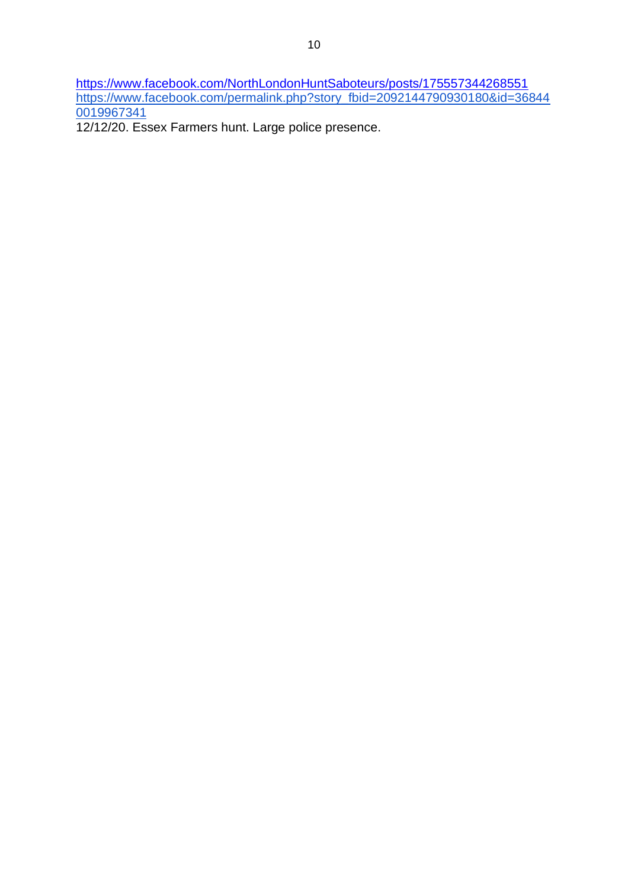https://www.facebook.com/NorthLondonHuntSaboteurs/posts/175557344268551
https://www.facebook.com/permalink.php?story_fbid=2092144790930180&id=368440019967341

12/12/20. Essex Farmers hunt. Large police presence.